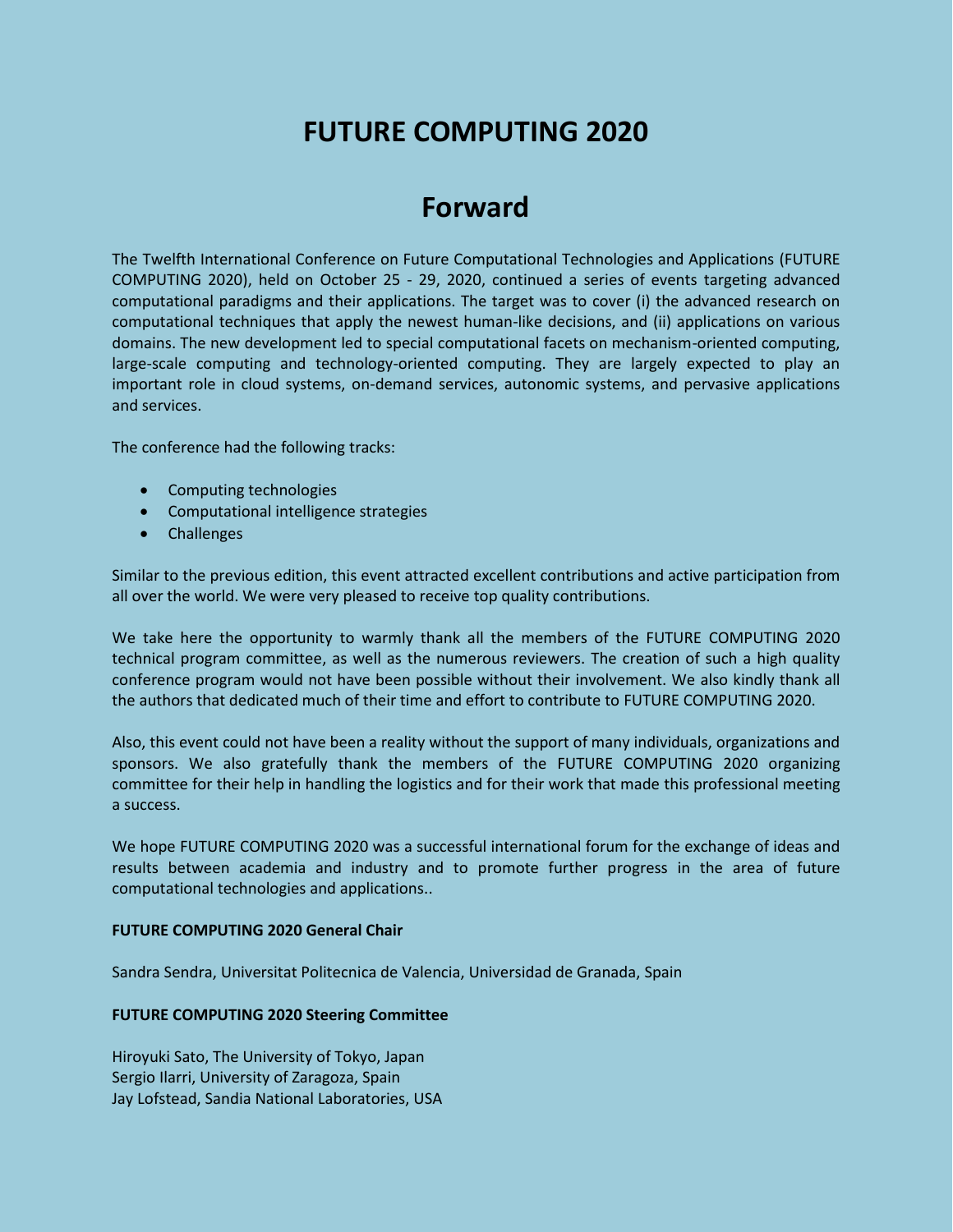# FUTURE COMPUTING 2020

## Forward

The Twelfth International Conference on Future Computational Technologies and Applications (FUTURE COMPUTING 2020), held on October 25 - 29, 2020, continued a series of events targeting advanced computational paradigms and their applications. The target was to cover (i) the advanced research on computational techniques that apply the newest human-like decisions, and (ii) applications on various domains. The new development led to special computational facets on mechanism-oriented computing, large-scale computing and technology-oriented computing. They are largely expected to play an important role in cloud systems, on-demand services, autonomic systems, and pervasive applications and services.

The conference had the following tracks:

- Computing technologies
- Computational intelligence strategies
- Challenges

Similar to the previous edition, this event attracted excellent contributions and active participation from all over the world. We were very pleased to receive top quality contributions.

We take here the opportunity to warmly thank all the members of the FUTURE COMPUTING 2020 technical program committee, as well as the numerous reviewers. The creation of such a high quality conference program would not have been possible without their involvement. We also kindly thank all the authors that dedicated much of their time and effort to contribute to FUTURE COMPUTING 2020.

Also, this event could not have been a reality without the support of many individuals, organizations and sponsors. We also gratefully thank the members of the FUTURE COMPUTING 2020 organizing committee for their help in handling the logistics and for their work that made this professional meeting a success.

We hope FUTURE COMPUTING 2020 was a successful international forum for the exchange of ideas and results between academia and industry and to promote further progress in the area of future computational technologies and applications..

**FUTURE COMPUTING 2020 General Chair**

Sandra Sendra, Universitat Politecnica de Valencia, Universidad de Granada, Spain

**FUTURE COMPUTING 2020 Steering Committee**

Hiroyuki Sato, The University of Tokyo, Japan
Sergio Ilarri, University of Zaragoza, Spain
Jay Lofstead, Sandia National Laboratories, USA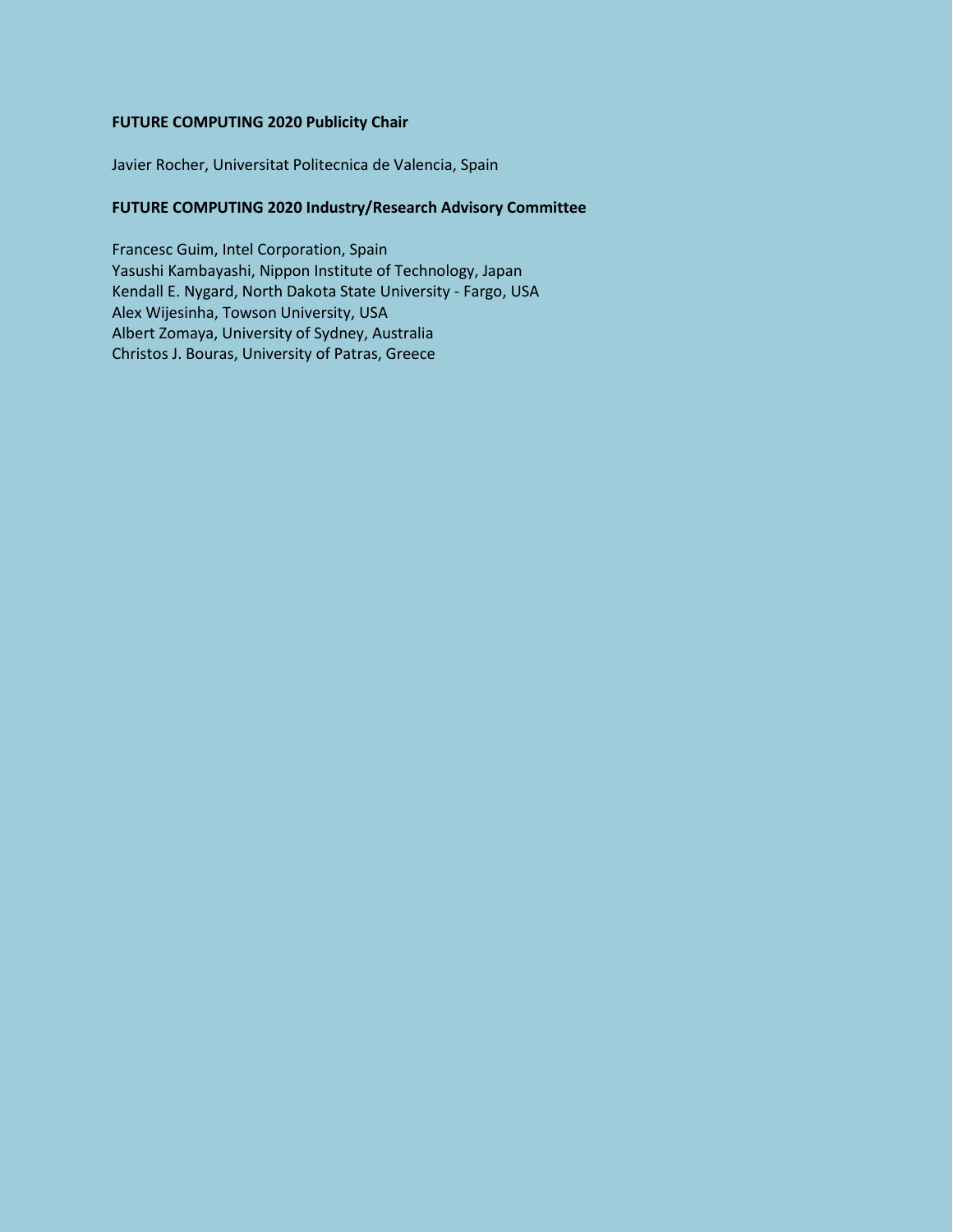**FUTURE COMPUTING 2020 Publicity Chair**

Javier Rocher, Universitat Politecnica de Valencia, Spain

**FUTURE COMPUTING 2020 Industry/Research Advisory Committee**

Francesc Guim, Intel Corporation, Spain
Yasushi Kambayashi, Nippon Institute of Technology, Japan
Kendall E. Nygard, North Dakota State University - Fargo, USA
Alex Wijesinha, Towson University, USA
Albert Zomaya, University of Sydney, Australia
Christos J. Bouras, University of Patras, Greece